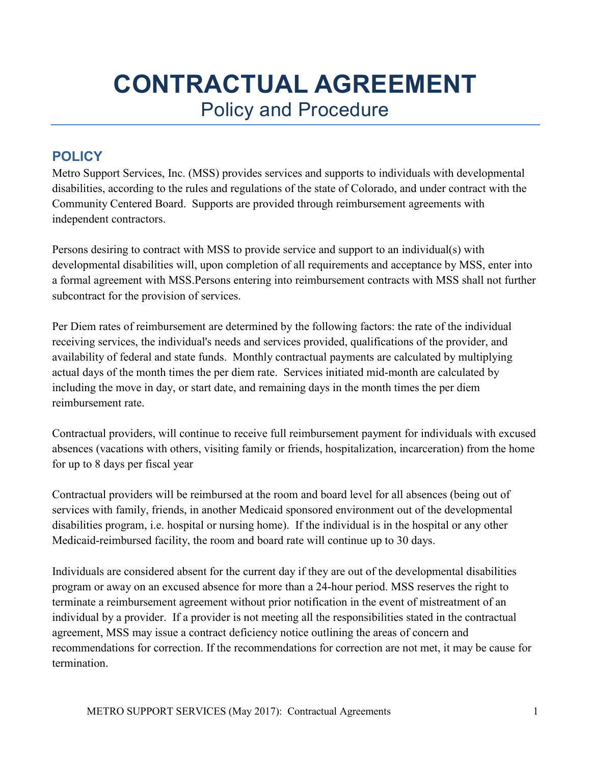# CONTRACTUAL AGREEMENT

Policy and Procedure

## POLICY

Metro Support Services, Inc. (MSS) provides services and supports to individuals with developmental disabilities, according to the rules and regulations of the state of Colorado, and under contract with the Community Centered Board. Supports are provided through reimbursement agreements with independent contractors.

Persons desiring to contract with MSS to provide service and support to an individual(s) with developmental disabilities will, upon completion of all requirements and acceptance by MSS, enter into a formal agreement with MSS.Persons entering into reimbursement contracts with MSS shall not further subcontract for the provision of services.

Per Diem rates of reimbursement are determined by the following factors: the rate of the individual receiving services, the individual's needs and services provided, qualifications of the provider, and availability of federal and state funds. Monthly contractual payments are calculated by multiplying actual days of the month times the per diem rate. Services initiated mid-month are calculated by including the move in day, or start date, and remaining days in the month times the per diem reimbursement rate.

Contractual providers, will continue to receive full reimbursement payment for individuals with excused absences (vacations with others, visiting family or friends, hospitalization, incarceration) from the home for up to 8 days per fiscal year

Contractual providers will be reimbursed at the room and board level for all absences (being out of services with family, friends, in another Medicaid sponsored environment out of the developmental disabilities program, i.e. hospital or nursing home). If the individual is in the hospital or any other Medicaid-reimbursed facility, the room and board rate will continue up to 30 days.

Individuals are considered absent for the current day if they are out of the developmental disabilities program or away on an excused absence for more than a 24-hour period. MSS reserves the right to terminate a reimbursement agreement without prior notification in the event of mistreatment of an individual by a provider. If a provider is not meeting all the responsibilities stated in the contractual agreement, MSS may issue a contract deficiency notice outlining the areas of concern and recommendations for correction. If the recommendations for correction are not met, it may be cause for termination.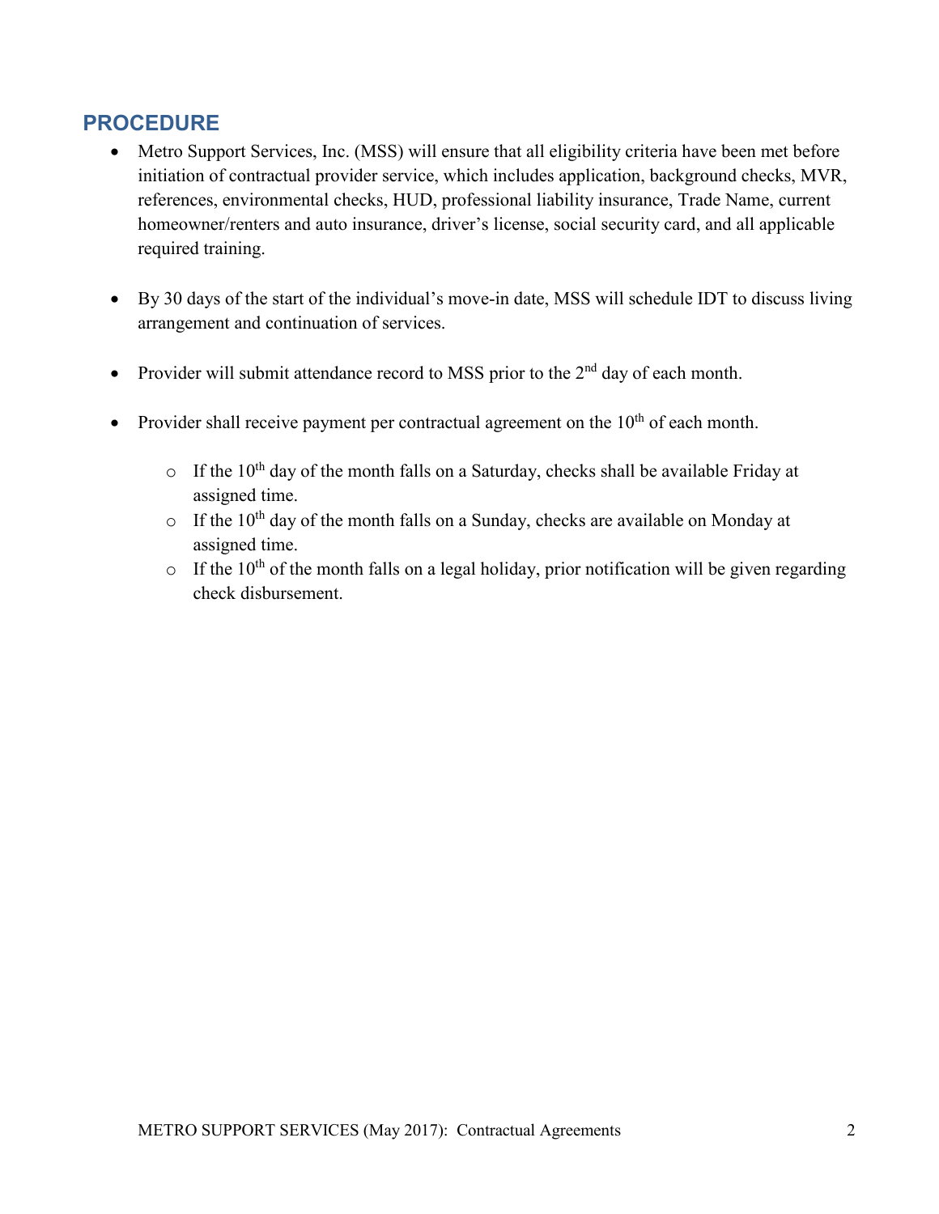## PROCEDURE

- Metro Support Services, Inc. (MSS) will ensure that all eligibility criteria have been met before initiation of contractual provider service, which includes application, background checks, MVR, references, environmental checks, HUD, professional liability insurance, Trade Name, current homeowner/renters and auto insurance, driver's license, social security card, and all applicable required training.

- By 30 days of the start of the individual's move-in date, MSS will schedule IDT to discuss living arrangement and continuation of services.

- Provider will submit attendance record to MSS prior to the 2nd day of each month.

- Provider shall receive payment per contractual agreement on the 10th of each month.

    - If the 10th day of the month falls on a Saturday, checks shall be available Friday at assigned time.
    - If the 10th day of the month falls on a Sunday, checks are available on Monday at assigned time.
    - If the 10th of the month falls on a legal holiday, prior notification will be given regarding check disbursement.